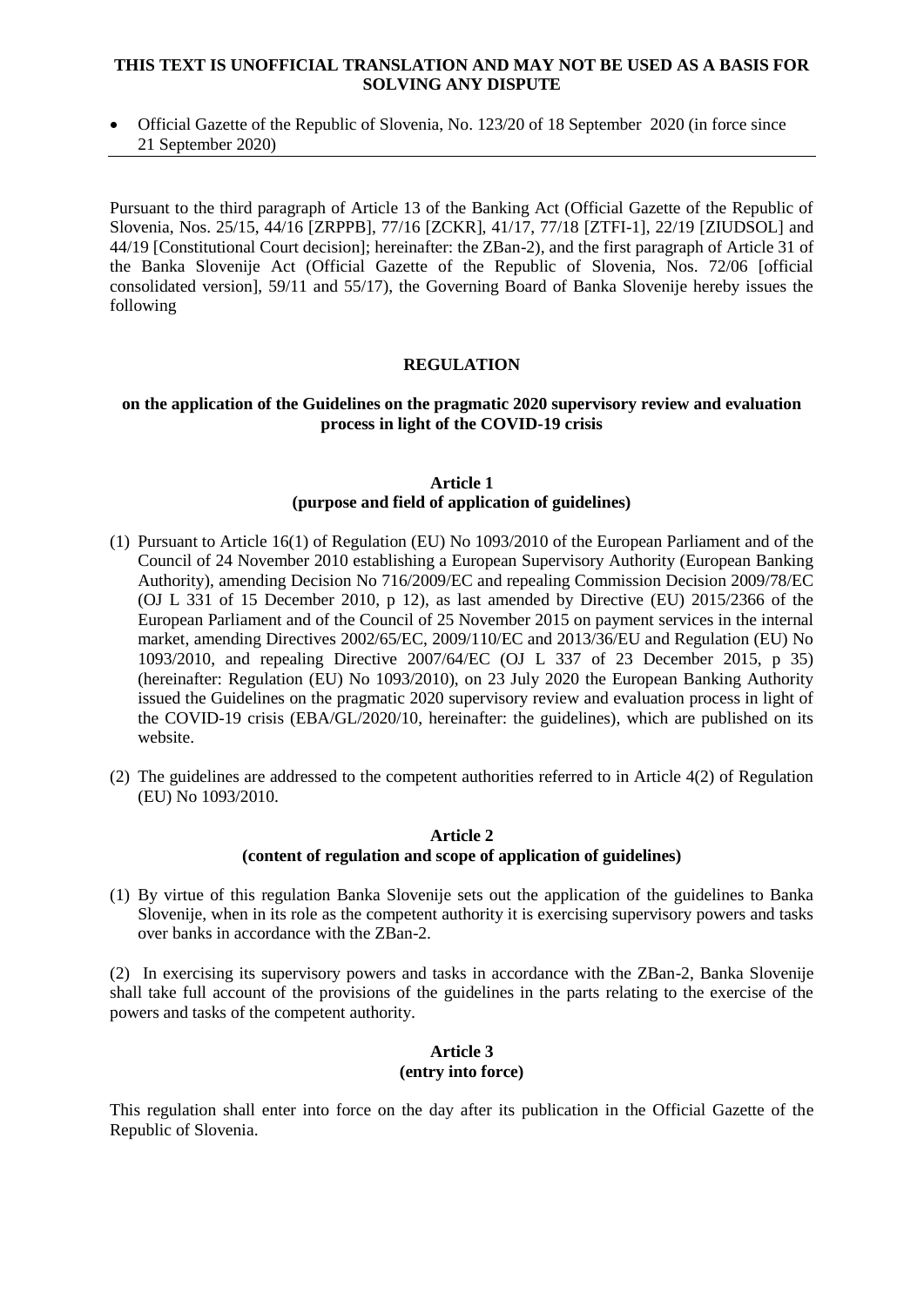**THIS TEXT IS UNOFFICIAL TRANSLATION AND MAY NOT BE USED AS A BASIS FOR SOLVING ANY DISPUTE**

- Official Gazette of the Republic of Slovenia, No. 123/20 of 18 September 2020 (in force since 21 September 2020)

---

Pursuant to the third paragraph of Article 13 of the Banking Act (Official Gazette of the Republic of Slovenia, Nos. 25/15, 44/16 [ZRPPB], 77/16 [ZCKR], 41/17, 77/18 [ZTFI-1], 22/19 [ZIUDSOL] and 44/19 [Constitutional Court decision]; hereinafter: the ZBan-2), and the first paragraph of Article 31 of the Banka Slovenije Act (Official Gazette of the Republic of Slovenia, Nos. 72/06 [official consolidated version], 59/11 and 55/17), the Governing Board of Banka Slovenije hereby issues the following

# REGULATION

## on the application of the Guidelines on the pragmatic 2020 supervisory review and evaluation process in light of the COVID-19 crisis

### Article 1
### (purpose and field of application of guidelines)

(1) Pursuant to Article 16(1) of Regulation (EU) No 1093/2010 of the European Parliament and of the Council of 24 November 2010 establishing a European Supervisory Authority (European Banking Authority), amending Decision No 716/2009/EC and repealing Commission Decision 2009/78/EC (OJ L 331 of 15 December 2010, p 12), as last amended by Directive (EU) 2015/2366 of the European Parliament and of the Council of 25 November 2015 on payment services in the internal market, amending Directives 2002/65/EC, 2009/110/EC and 2013/36/EU and Regulation (EU) No 1093/2010, and repealing Directive 2007/64/EC (OJ L 337 of 23 December 2015, p 35) (hereinafter: Regulation (EU) No 1093/2010), on 23 July 2020 the European Banking Authority issued the Guidelines on the pragmatic 2020 supervisory review and evaluation process in light of the COVID-19 crisis (EBA/GL/2020/10, hereinafter: the guidelines), which are published on its website.

(2) The guidelines are addressed to the competent authorities referred to in Article 4(2) of Regulation (EU) No 1093/2010.

### Article 2
### (content of regulation and scope of application of guidelines)

(1) By virtue of this regulation Banka Slovenije sets out the application of the guidelines to Banka Slovenije, when in its role as the competent authority it is exercising supervisory powers and tasks over banks in accordance with the ZBan-2.

(2) In exercising its supervisory powers and tasks in accordance with the ZBan-2, Banka Slovenije shall take full account of the provisions of the guidelines in the parts relating to the exercise of the powers and tasks of the competent authority.

### Article 3
### (entry into force)

This regulation shall enter into force on the day after its publication in the Official Gazette of the Republic of Slovenia.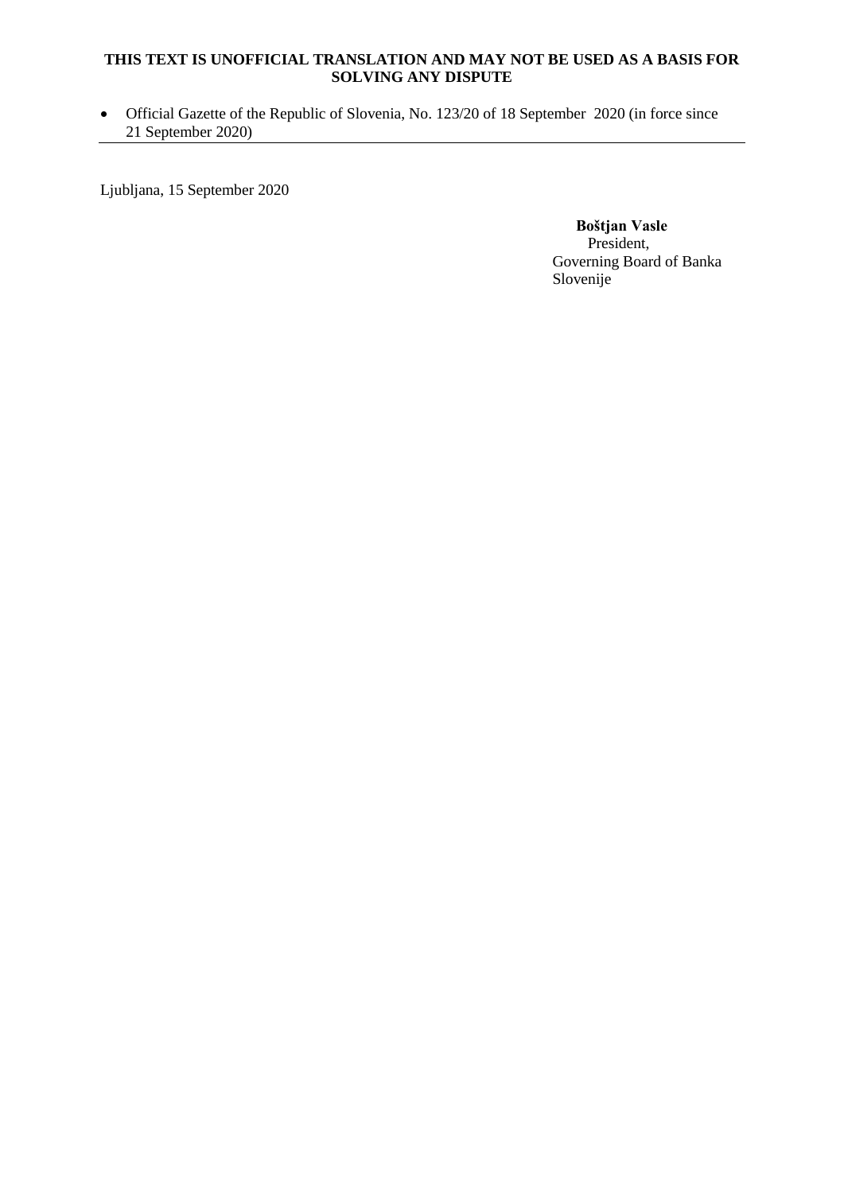**THIS TEXT IS UNOFFICIAL TRANSLATION AND MAY NOT BE USED AS A BASIS FOR SOLVING ANY DISPUTE**

- Official Gazette of the Republic of Slovenia, No. 123/20 of 18 September 2020 (in force since 21 September 2020)

---

Ljubljana, 15 September 2020

**Boštjan Vasle**
President,
Governing Board of Banka Slovenije